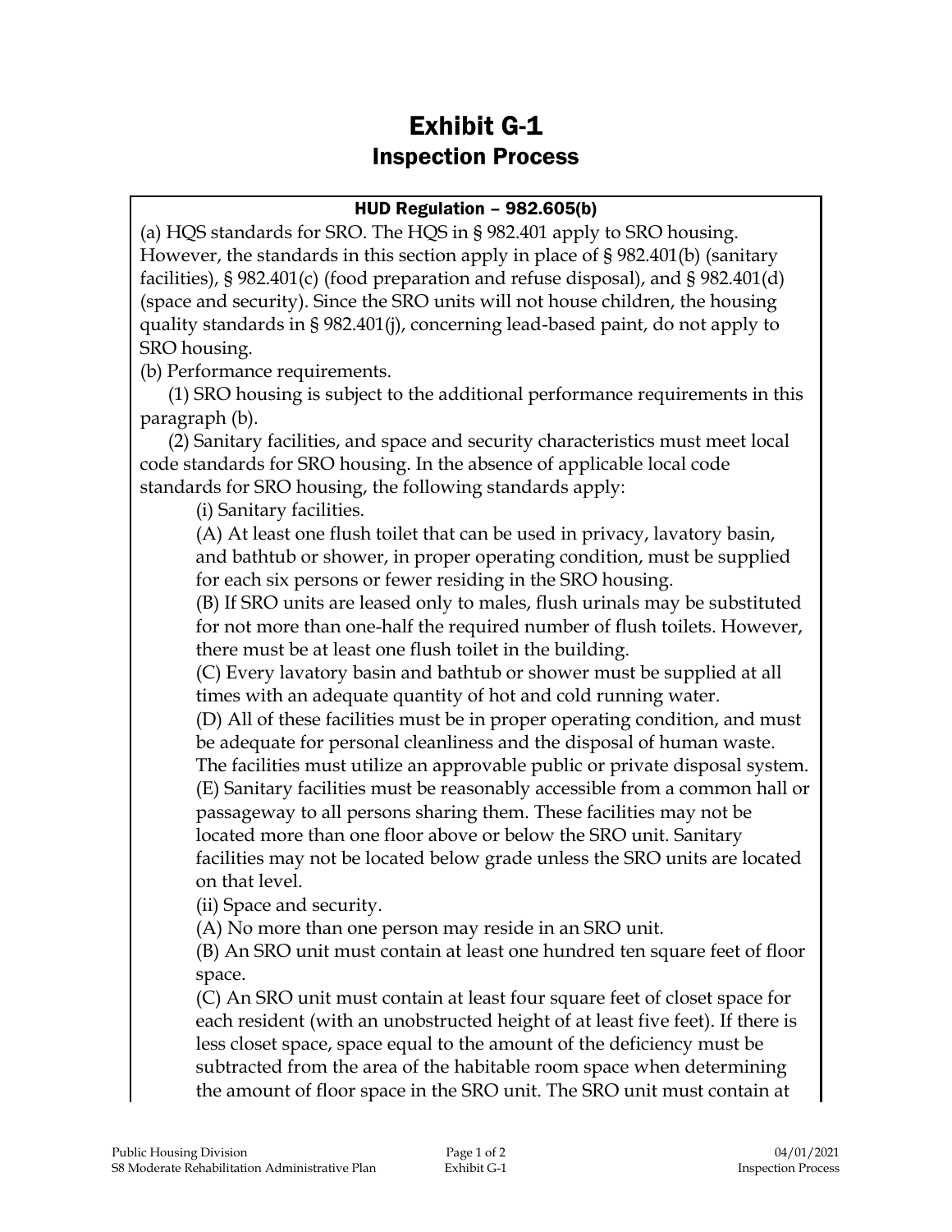# Exhibit G-1
## Inspection Process

### HUD Regulation – 982.605(b)

(a) HQS standards for SRO. The HQS in § 982.401 apply to SRO housing. However, the standards in this section apply in place of § 982.401(b) (sanitary facilities), § 982.401(c) (food preparation and refuse disposal), and § 982.401(d) (space and security). Since the SRO units will not house children, the housing quality standards in § 982.401(j), concerning lead-based paint, do not apply to SRO housing.

(b) Performance requirements.

(1) SRO housing is subject to the additional performance requirements in this paragraph (b).

(2) Sanitary facilities, and space and security characteristics must meet local code standards for SRO housing. In the absence of applicable local code standards for SRO housing, the following standards apply:

(i) Sanitary facilities.

(A) At least one flush toilet that can be used in privacy, lavatory basin, and bathtub or shower, in proper operating condition, must be supplied for each six persons or fewer residing in the SRO housing.

(B) If SRO units are leased only to males, flush urinals may be substituted for not more than one-half the required number of flush toilets. However, there must be at least one flush toilet in the building.

(C) Every lavatory basin and bathtub or shower must be supplied at all times with an adequate quantity of hot and cold running water.

(D) All of these facilities must be in proper operating condition, and must be adequate for personal cleanliness and the disposal of human waste. The facilities must utilize an approvable public or private disposal system.

(E) Sanitary facilities must be reasonably accessible from a common hall or passageway to all persons sharing them. These facilities may not be located more than one floor above or below the SRO unit. Sanitary facilities may not be located below grade unless the SRO units are located on that level.

(ii) Space and security.

(A) No more than one person may reside in an SRO unit.

(B) An SRO unit must contain at least one hundred ten square feet of floor space.

(C) An SRO unit must contain at least four square feet of closet space for each resident (with an unobstructed height of at least five feet). If there is less closet space, space equal to the amount of the deficiency must be subtracted from the area of the habitable room space when determining the amount of floor space in the SRO unit. The SRO unit must contain at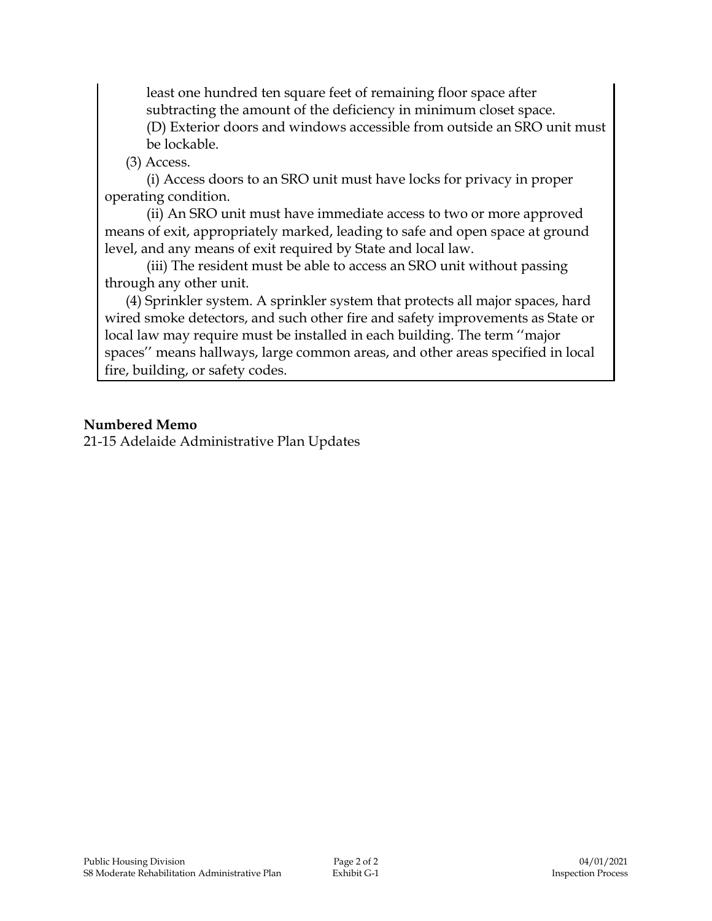least one hundred ten square feet of remaining floor space after subtracting the amount of the deficiency in minimum closet space.

(D) Exterior doors and windows accessible from outside an SRO unit must be lockable.

(3) Access.

(i) Access doors to an SRO unit must have locks for privacy in proper operating condition.

(ii) An SRO unit must have immediate access to two or more approved means of exit, appropriately marked, leading to safe and open space at ground level, and any means of exit required by State and local law.

(iii) The resident must be able to access an SRO unit without passing through any other unit.

(4) Sprinkler system. A sprinkler system that protects all major spaces, hard wired smoke detectors, and such other fire and safety improvements as State or local law may require must be installed in each building. The term ''major spaces'' means hallways, large common areas, and other areas specified in local fire, building, or safety codes.

**Numbered Memo**

21-15 Adelaide Administrative Plan Updates